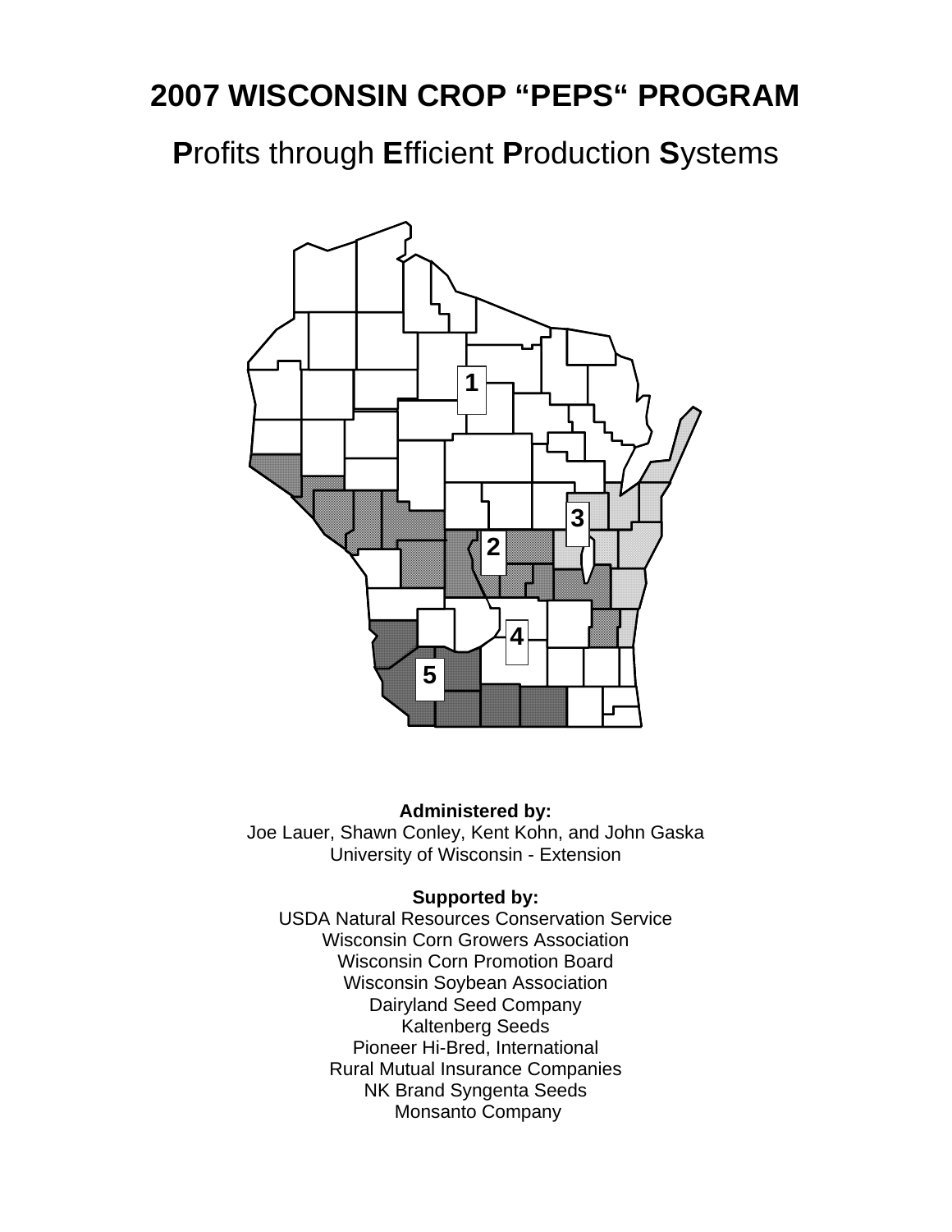# 2007 WISCONSIN CROP "PEPS" PROGRAM

## **P**rofits through **E**fficient **P**roduction **S**ystems

**Administered by:**
Joe Lauer, Shawn Conley, Kent Kohn, and John Gaska
University of Wisconsin - Extension

**Supported by:**
USDA Natural Resources Conservation Service
Wisconsin Corn Growers Association
Wisconsin Corn Promotion Board
Wisconsin Soybean Association
Dairyland Seed Company
Kaltenberg Seeds
Pioneer Hi-Bred, International
Rural Mutual Insurance Companies
NK Brand Syngenta Seeds
Monsanto Company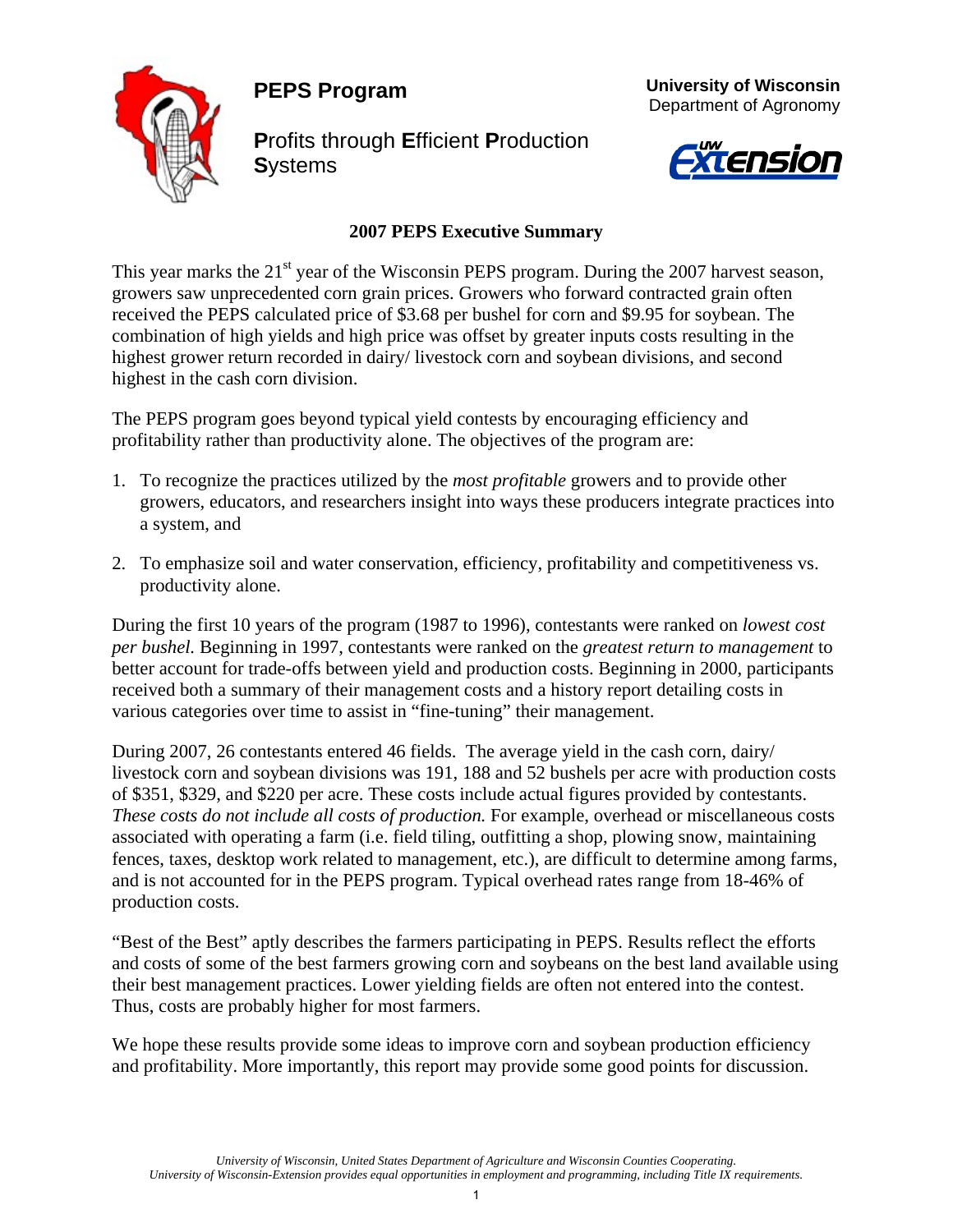# PEPS Program

**University of Wisconsin**
Department of Agronomy

**P**rofits through **E**fficient **P**roduction **S**ystems

## 2007 PEPS Executive Summary

This year marks the 21st year of the Wisconsin PEPS program. During the 2007 harvest season, growers saw unprecedented corn grain prices. Growers who forward contracted grain often received the PEPS calculated price of $3.68 per bushel for corn and $9.95 for soybean. The combination of high yields and high price was offset by greater inputs costs resulting in the highest grower return recorded in dairy/ livestock corn and soybean divisions, and second highest in the cash corn division.

The PEPS program goes beyond typical yield contests by encouraging efficiency and profitability rather than productivity alone. The objectives of the program are:

1. To recognize the practices utilized by the *most profitable* growers and to provide other growers, educators, and researchers insight into ways these producers integrate practices into a system, and

2. To emphasize soil and water conservation, efficiency, profitability and competitiveness vs. productivity alone.

During the first 10 years of the program (1987 to 1996), contestants were ranked on *lowest cost per bushel.* Beginning in 1997, contestants were ranked on the *greatest return to management* to better account for trade-offs between yield and production costs. Beginning in 2000, participants received both a summary of their management costs and a history report detailing costs in various categories over time to assist in "fine-tuning" their management.

During 2007, 26 contestants entered 46 fields. The average yield in the cash corn, dairy/ livestock corn and soybean divisions was 191, 188 and 52 bushels per acre with production costs of $351, $329, and $220 per acre. These costs include actual figures provided by contestants. *These costs do not include all costs of production.* For example, overhead or miscellaneous costs associated with operating a farm (i.e. field tiling, outfitting a shop, plowing snow, maintaining fences, taxes, desktop work related to management, etc.), are difficult to determine among farms, and is not accounted for in the PEPS program. Typical overhead rates range from 18-46% of production costs.

"Best of the Best" aptly describes the farmers participating in PEPS. Results reflect the efforts and costs of some of the best farmers growing corn and soybeans on the best land available using their best management practices. Lower yielding fields are often not entered into the contest. Thus, costs are probably higher for most farmers.

We hope these results provide some ideas to improve corn and soybean production efficiency and profitability. More importantly, this report may provide some good points for discussion.

*University of Wisconsin, United States Department of Agriculture and Wisconsin Counties Cooperating.*
*University of Wisconsin-Extension provides equal opportunities in employment and programming, including Title IX requirements.*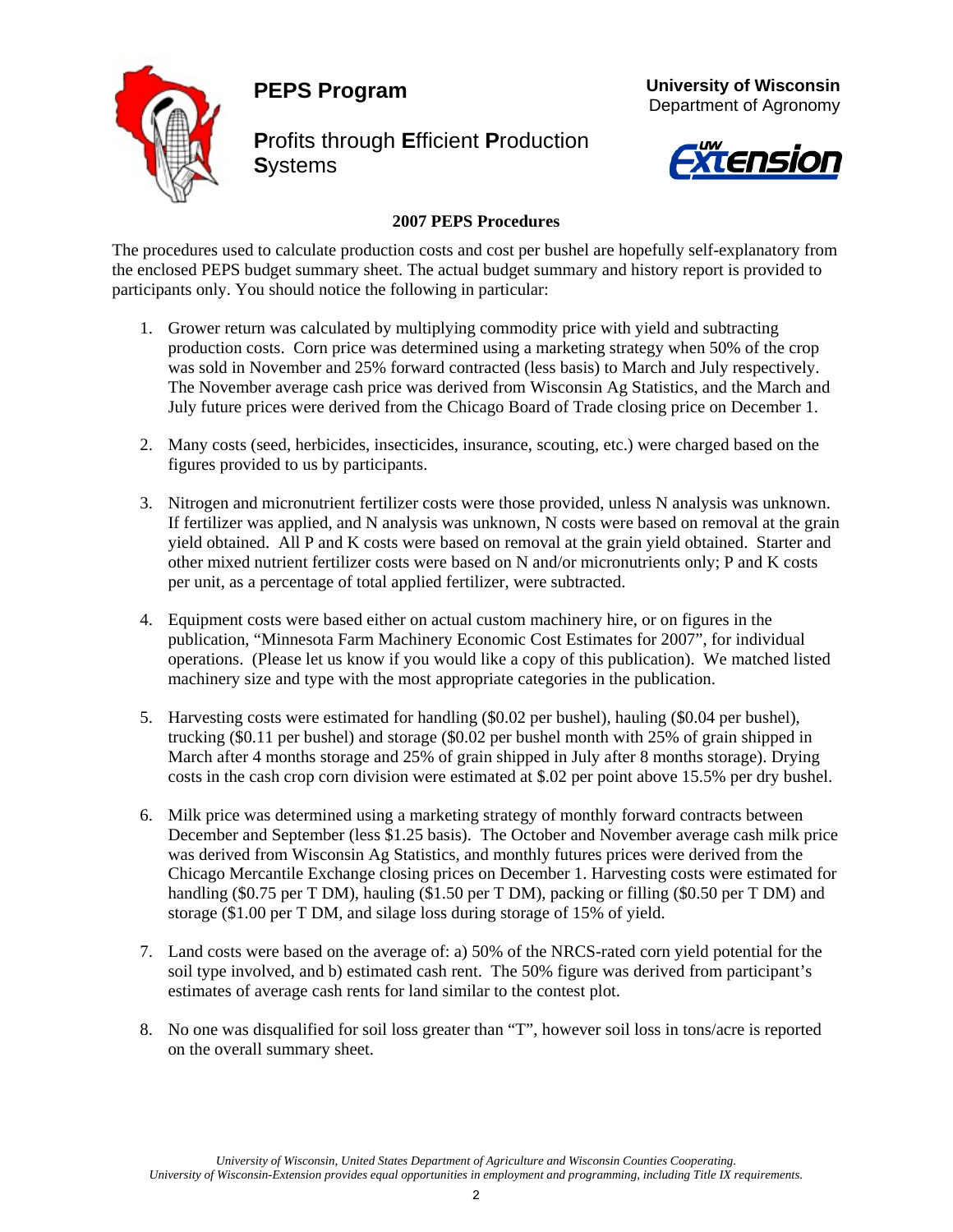# PEPS Program

**P**rofits through **E**fficient **P**roduction **S**ystems

**University of Wisconsin**
Department of Agronomy

## 2007 PEPS Procedures

The procedures used to calculate production costs and cost per bushel are hopefully self-explanatory from the enclosed PEPS budget summary sheet. The actual budget summary and history report is provided to participants only. You should notice the following in particular:

1. Grower return was calculated by multiplying commodity price with yield and subtracting production costs. Corn price was determined using a marketing strategy when 50% of the crop was sold in November and 25% forward contracted (less basis) to March and July respectively. The November average cash price was derived from Wisconsin Ag Statistics, and the March and July future prices were derived from the Chicago Board of Trade closing price on December 1.

2. Many costs (seed, herbicides, insecticides, insurance, scouting, etc.) were charged based on the figures provided to us by participants.

3. Nitrogen and micronutrient fertilizer costs were those provided, unless N analysis was unknown. If fertilizer was applied, and N analysis was unknown, N costs were based on removal at the grain yield obtained. All P and K costs were based on removal at the grain yield obtained. Starter and other mixed nutrient fertilizer costs were based on N and/or micronutrients only; P and K costs per unit, as a percentage of total applied fertilizer, were subtracted.

4. Equipment costs were based either on actual custom machinery hire, or on figures in the publication, "Minnesota Farm Machinery Economic Cost Estimates for 2007", for individual operations. (Please let us know if you would like a copy of this publication). We matched listed machinery size and type with the most appropriate categories in the publication.

5. Harvesting costs were estimated for handling ($0.02 per bushel), hauling ($0.04 per bushel), trucking ($0.11 per bushel) and storage ($0.02 per bushel month with 25% of grain shipped in March after 4 months storage and 25% of grain shipped in July after 8 months storage). Drying costs in the cash crop corn division were estimated at $.02 per point above 15.5% per dry bushel.

6. Milk price was determined using a marketing strategy of monthly forward contracts between December and September (less $1.25 basis). The October and November average cash milk price was derived from Wisconsin Ag Statistics, and monthly futures prices were derived from the Chicago Mercantile Exchange closing prices on December 1. Harvesting costs were estimated for handling ($0.75 per T DM), hauling ($1.50 per T DM), packing or filling ($0.50 per T DM) and storage ($1.00 per T DM, and silage loss during storage of 15% of yield.

7. Land costs were based on the average of: a) 50% of the NRCS-rated corn yield potential for the soil type involved, and b) estimated cash rent. The 50% figure was derived from participant's estimates of average cash rents for land similar to the contest plot.

8. No one was disqualified for soil loss greater than "T", however soil loss in tons/acre is reported on the overall summary sheet.

*University of Wisconsin, United States Department of Agriculture and Wisconsin Counties Cooperating.*
*University of Wisconsin-Extension provides equal opportunities in employment and programming, including Title IX requirements.*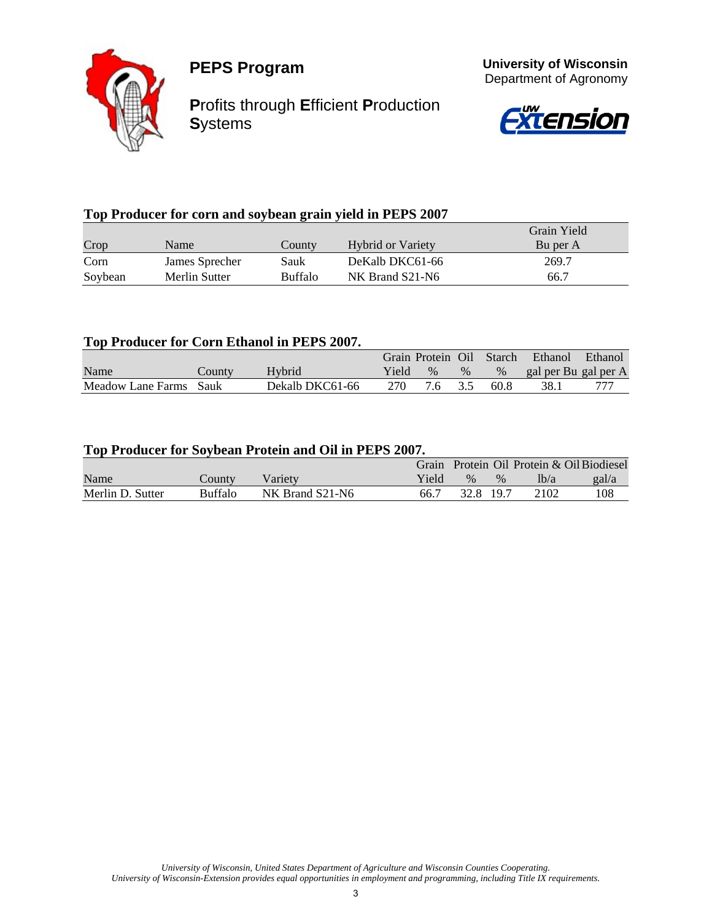# PEPS Program

**P**rofits through **E**fficient **P**roduction **S**ystems

**University of Wisconsin**
Department of Agronomy

### Top Producer for corn and soybean grain yield in PEPS 2007

| Crop | Name | County | Hybrid or Variety | Grain Yield Bu per A |
|---|---|---|---|---|
| Corn | James Sprecher | Sauk | DeKalb DKC61-66 | 269.7 |
| Soybean | Merlin Sutter | Buffalo | NK Brand S21-N6 | 66.7 |

### Top Producer for Corn Ethanol in PEPS 2007.

| Name | County | Hybrid | Grain Yield | Protein % | Oil % | Starch % | Ethanol gal per Bu | Ethanol gal per A |
|---|---|---|---|---|---|---|---|---|
| Meadow Lane Farms | Sauk | Dekalb DKC61-66 | 270 | 7.6 | 3.5 | 60.8 | 38.1 | 777 |

### Top Producer for Soybean Protein and Oil in PEPS 2007.

| Name | County | Variety | Grain Yield | Protein % | Oil % | Protein & Oil lb/a | Biodiesel gal/a |
|---|---|---|---|---|---|---|---|
| Merlin D. Sutter | Buffalo | NK Brand S21-N6 | 66.7 | 32.8 | 19.7 | 2102 | 108 |

*University of Wisconsin, United States Department of Agriculture and Wisconsin Counties Cooperating.*
*University of Wisconsin-Extension provides equal opportunities in employment and programming, including Title IX requirements.*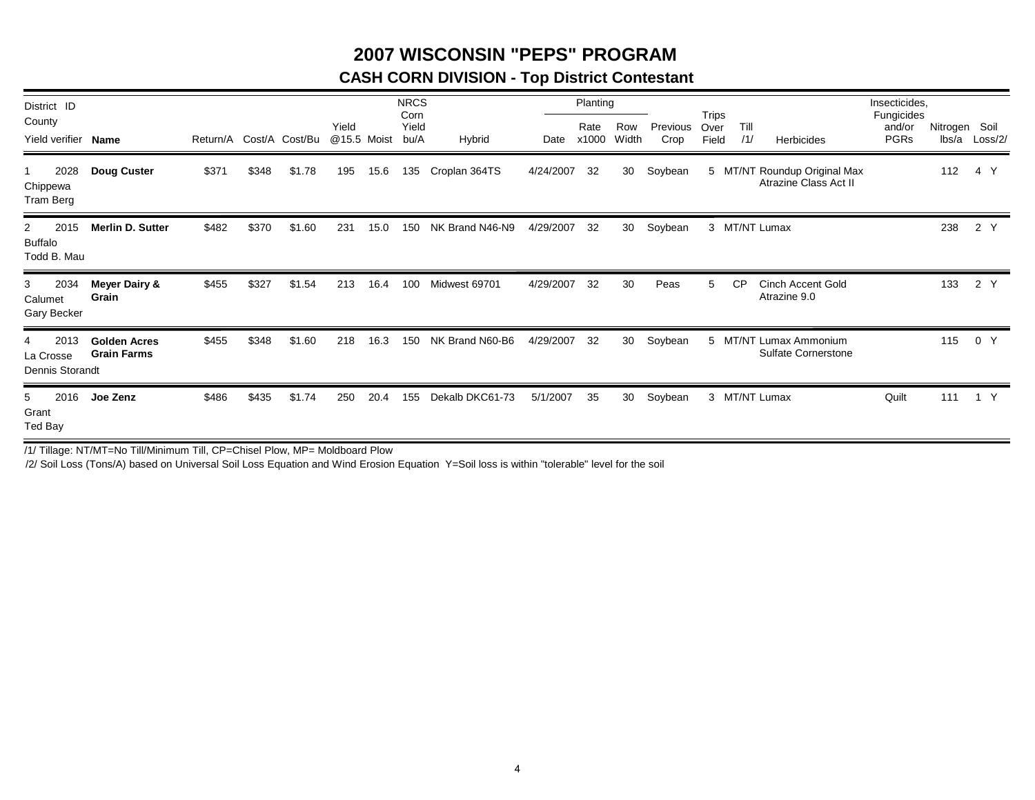# 2007 WISCONSIN "PEPS" PROGRAM

## CASH CORN DIVISION - Top District Contestant

| District ID County Yield verifier | Name | Return/A | Cost/A | Cost/Bu | Yield @15.5 | Moist | NRCS Corn Yield bu/A | Hybrid | Planting Date | Planting Rate x1000 | Planting Row Width | Previous Crop | Trips Over Field | Till /1/ | Herbicides | Insecticides, Fungicides and/or PGRs | Nitrogen lbs/a | Soil Loss/2/ |
|---|---|---|---|---|---|---|---|---|---|---|---|---|---|---|---|---|---|---|
| 1 2028 Chippewa Tram Berg | **Doug Custer** | $371 | $348 | $1.78 | 195 | 15.6 | 135 | Croplan 364TS | 4/24/2007 | 32 | 30 | Soybean | 5 | MT/NT | Roundup Original Max Atrazine Class Act II | | 112 | 4 Y |
| 2 2015 Buffalo Todd B. Mau | **Merlin D. Sutter** | $482 | $370 | $1.60 | 231 | 15.0 | 150 | NK Brand N46-N9 | 4/29/2007 | 32 | 30 | Soybean | 3 | MT/NT | Lumax | | 238 | 2 Y |
| 3 2034 Calumet Gary Becker | **Meyer Dairy & Grain** | $455 | $327 | $1.54 | 213 | 16.4 | 100 | Midwest 69701 | 4/29/2007 | 32 | 30 | Peas | 5 | CP | Cinch Accent Gold Atrazine 9.0 | | 133 | 2 Y |
| 4 2013 La Crosse Dennis Storandt | **Golden Acres Grain Farms** | $455 | $348 | $1.60 | 218 | 16.3 | 150 | NK Brand N60-B6 | 4/29/2007 | 32 | 30 | Soybean | 5 | MT/NT | Lumax Ammonium Sulfate Cornerstone | | 115 | 0 Y |
| 5 2016 Grant Ted Bay | **Joe Zenz** | $486 | $435 | $1.74 | 250 | 20.4 | 155 | Dekalb DKC61-73 | 5/1/2007 | 35 | 30 | Soybean | 3 | MT/NT | Lumax | Quilt | 111 | 1 Y |

/1/ Tillage: NT/MT=No Till/Minimum Till, CP=Chisel Plow, MP= Moldboard Plow

/2/ Soil Loss (Tons/A) based on Universal Soil Loss Equation and Wind Erosion Equation Y=Soil loss is within "tolerable" level for the soil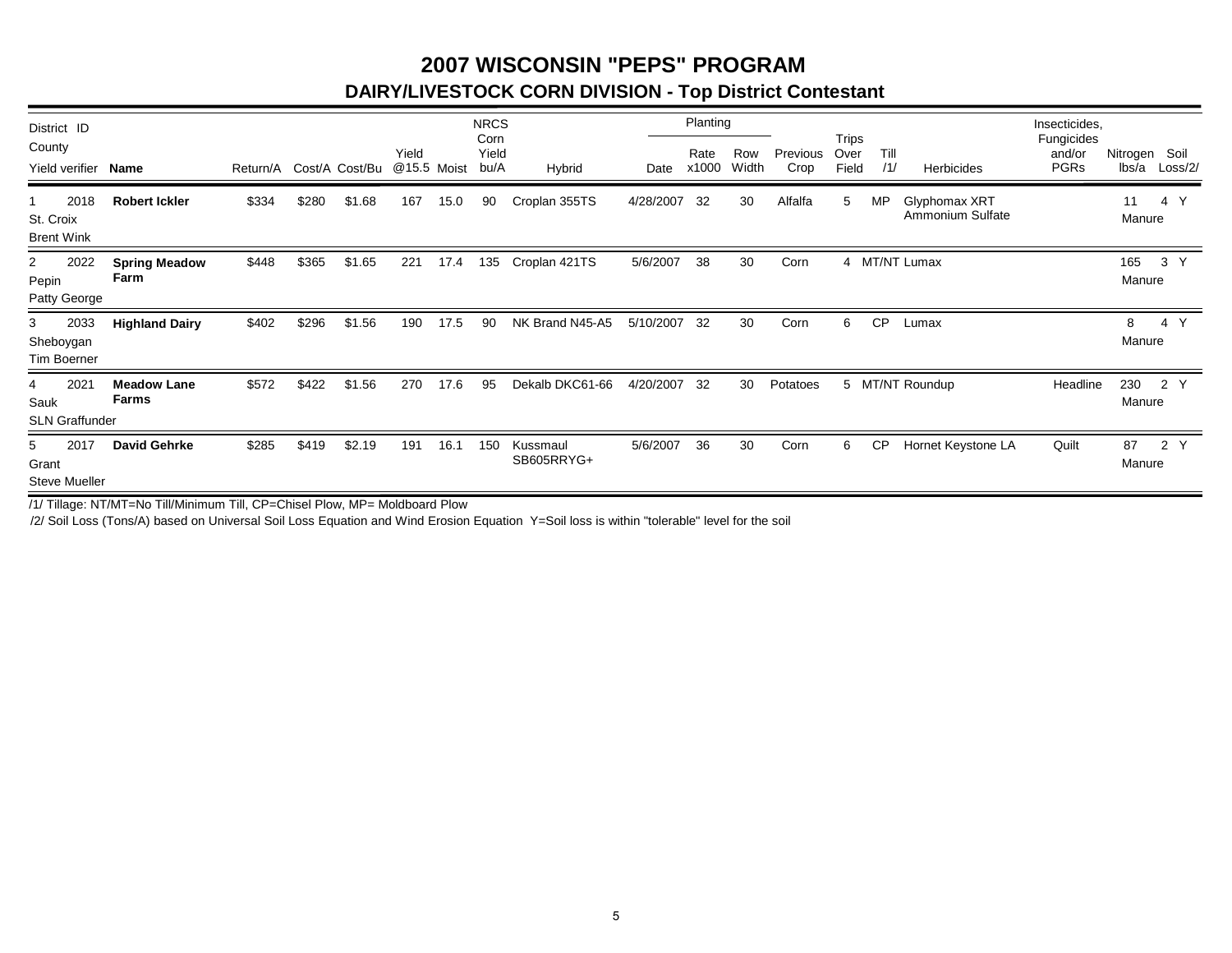# 2007 WISCONSIN "PEPS" PROGRAM

## DAIRY/LIVESTOCK CORN DIVISION - Top District Contestant

| District ID County Yield verifier | Name | Return/A | Cost/A | Cost/Bu | Yield @15.5 | Moist | NRCS Corn Yield bu/A | Hybrid | Planting Date | Planting Rate x1000 | Planting Row Width | Previous Crop | Trips Over Field | Till /1/ | Herbicides | Insecticides, Fungicides and/or PGRs | Nitrogen lbs/a | Soil Loss/2/ |
|---|---|---|---|---|---|---|---|---|---|---|---|---|---|---|---|---|---|---|
| 1 2018 St. Croix Brent Wink | **Robert Ickler** | $334 | $280 | $1.68 | 167 | 15.0 | 90 | Croplan 355TS | 4/28/2007 | 32 | 30 | Alfalfa | 5 | MP | Glyphomax XRT Ammonium Sulfate | | 11 Manure | 4 Y |
| 2 2022 Pepin Patty George | **Spring Meadow Farm** | $448 | $365 | $1.65 | 221 | 17.4 | 135 | Croplan 421TS | 5/6/2007 | 38 | 30 | Corn | 4 | MT/NT | Lumax | | 165 Manure | 3 Y |
| 3 2033 Sheboygan Tim Boerner | **Highland Dairy** | $402 | $296 | $1.56 | 190 | 17.5 | 90 | NK Brand N45-A5 | 5/10/2007 | 32 | 30 | Corn | 6 | CP | Lumax | | 8 Manure | 4 Y |
| 4 2021 Sauk SLN Graffunder | **Meadow Lane Farms** | $572 | $422 | $1.56 | 270 | 17.6 | 95 | Dekalb DKC61-66 | 4/20/2007 | 32 | 30 | Potatoes | 5 | MT/NT | Roundup | Headline | 230 Manure | 2 Y |
| 5 2017 Grant Steve Mueller | **David Gehrke** | $285 | $419 | $2.19 | 191 | 16.1 | 150 | Kussmaul SB605RRYG+ | 5/6/2007 | 36 | 30 | Corn | 6 | CP | Hornet Keystone LA | Quilt | 87 Manure | 2 Y |

/1/ Tillage: NT/MT=No Till/Minimum Till, CP=Chisel Plow, MP= Moldboard Plow

/2/ Soil Loss (Tons/A) based on Universal Soil Loss Equation and Wind Erosion Equation Y=Soil loss is within "tolerable" level for the soil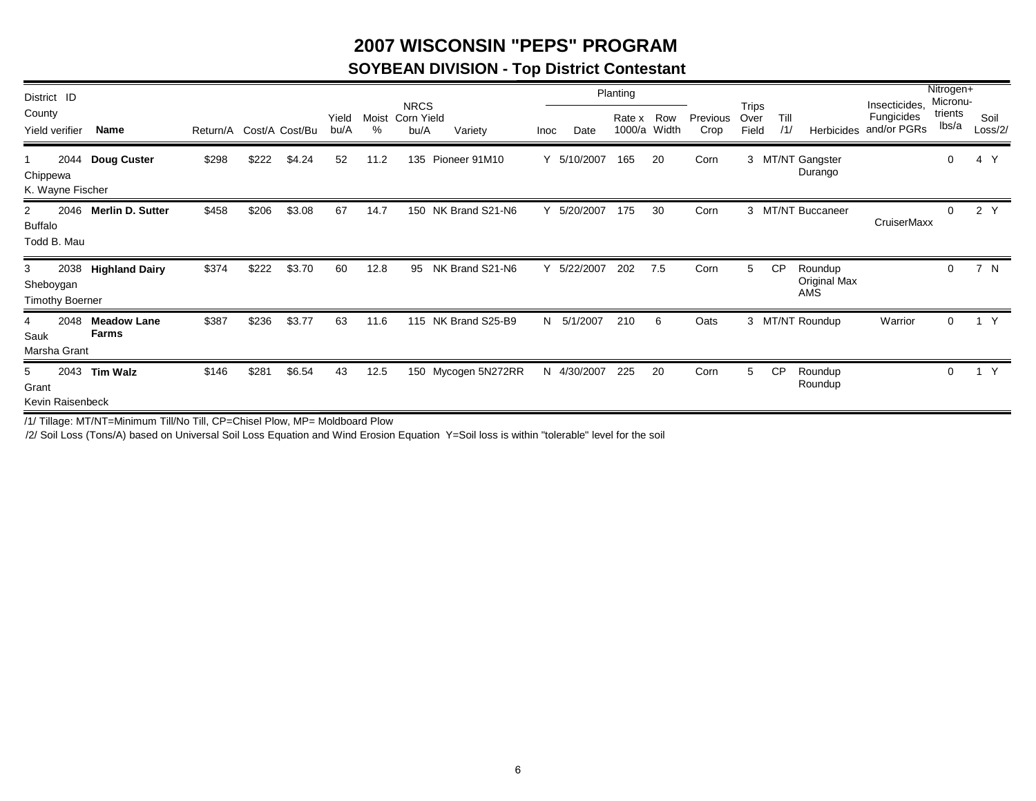# 2007 WISCONSIN "PEPS" PROGRAM

## SOYBEAN DIVISION - Top District Contestant

| District ID County Yield verifier | | Name | Return/A | Cost/A | Cost/Bu | Yield bu/A | Moist % | NRCS Corn Yield bu/A | Variety | Inoc | Planting Date | Planting Rate x 1000/a | Planting Row Width | Previous Crop | Trips Over Field | Till /1/ | Herbicides | Insecticides, Fungicides and/or PGRs | Nitrogen+ Micronu-trients lbs/a | Soil Loss/2/ | |
|---|---|---|---|---|---|---|---|---|---|---|---|---|---|---|---|---|---|---|---|---|---|
| 1 Chippewa K. Wayne Fischer | 2044 | **Doug Custer** | $298 | $222 | $4.24 | 52 | 11.2 | 135 | Pioneer 91M10 | Y | 5/10/2007 | 165 | 20 | Corn | 3 | MT/NT | Gangster Durango | | 0 | 4 | Y |
| 2 Buffalo Todd B. Mau | 2046 | **Merlin D. Sutter** | $458 | $206 | $3.08 | 67 | 14.7 | 150 | NK Brand S21-N6 | Y | 5/20/2007 | 175 | 30 | Corn | 3 | MT/NT | Buccaneer | CruiserMaxx | 0 | 2 | Y |
| 3 Sheboygan Timothy Boerner | 2038 | **Highland Dairy** | $374 | $222 | $3.70 | 60 | 12.8 | 95 | NK Brand S21-N6 | Y | 5/22/2007 | 202 | 7.5 | Corn | 5 | CP | Roundup Original Max AMS | | 0 | 7 | N |
| 4 Sauk Marsha Grant | 2048 | **Meadow Lane Farms** | $387 | $236 | $3.77 | 63 | 11.6 | 115 | NK Brand S25-B9 | N | 5/1/2007 | 210 | 6 | Oats | 3 | MT/NT | Roundup | Warrior | 0 | 1 | Y |
| 5 Grant Kevin Raisenbeck | 2043 | **Tim Walz** | $146 | $281 | $6.54 | 43 | 12.5 | 150 | Mycogen 5N272RR | N | 4/30/2007 | 225 | 20 | Corn | 5 | CP | Roundup Roundup | | 0 | 1 | Y |

/1/ Tillage: MT/NT=Minimum Till/No Till, CP=Chisel Plow, MP= Moldboard Plow

/2/ Soil Loss (Tons/A) based on Universal Soil Loss Equation and Wind Erosion Equation Y=Soil loss is within "tolerable" level for the soil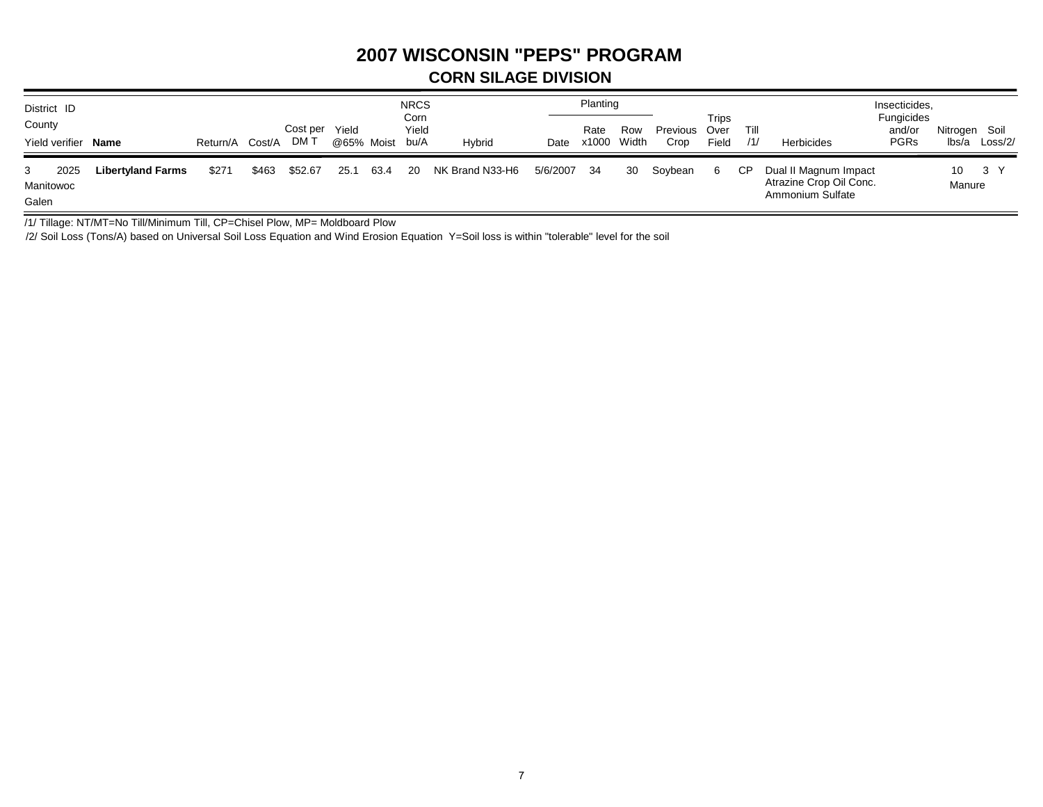# 2007 WISCONSIN "PEPS" PROGRAM

## CORN SILAGE DIVISION

| District ID / County / Yield verifier | | Name | Return/A | Cost/A | Cost per DM T | Yield @65% | Moist | NRCS Corn Yield bu/A | Hybrid | Planting Date | Planting Rate x1000 | Planting Row Width | Previous Crop | Trips Over Field | Till /1/ | Herbicides | Insecticides, Fungicides and/or PGRs | Nitrogen lbs/a | Soil Loss/2/ |
|---|---|---|---|---|---|---|---|---|---|---|---|---|---|---|---|---|---|---|---|
| 3 / Manitowoc / Galen | 2025 | **Libertyland Farms** | $271 | $463 | $52.67 | 25.1 | 63.4 | 20 | NK Brand N33-H6 | 5/6/2007 | 34 | 30 | Soybean | 6 | CP | Dual II Magnum Impact Atrazine Crop Oil Conc. Ammonium Sulfate | | 10 Manure | 3 Y |

/1/ Tillage: NT/MT=No Till/Minimum Till, CP=Chisel Plow, MP= Moldboard Plow

/2/ Soil Loss (Tons/A) based on Universal Soil Loss Equation and Wind Erosion Equation Y=Soil loss is within "tolerable" level for the soil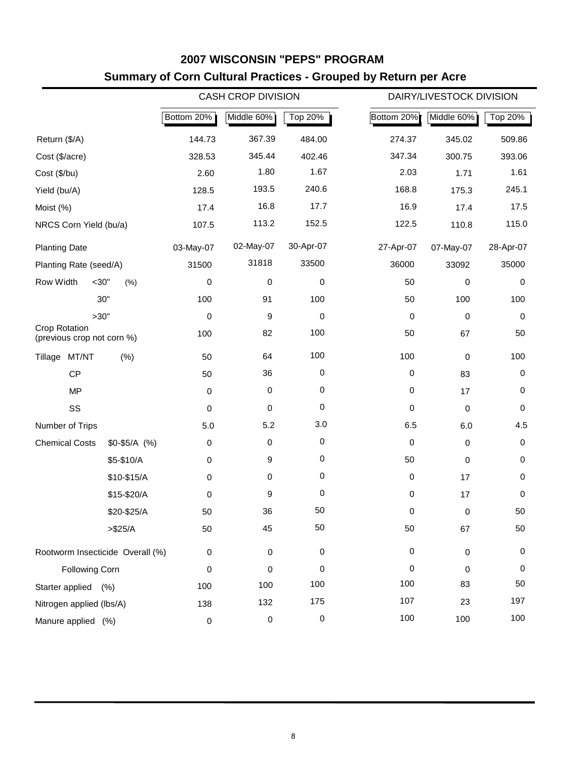# 2007 WISCONSIN "PEPS" PROGRAM

## Summary of Corn Cultural Practices - Grouped by Return per Acre

| | | CASH CROP DIVISION | | | DAIRY/LIVESTOCK DIVISION | | |
|---|---|---|---|---|---|---|---|
| | | Bottom 20% | Middle 60% | Top 20% | Bottom 20% | Middle 60% | Top 20% |
| Return ($/A) | | 144.73 | 367.39 | 484.00 | 274.37 | 345.02 | 509.86 |
| Cost ($/acre) | | 328.53 | 345.44 | 402.46 | 347.34 | 300.75 | 393.06 |
| Cost ($/bu) | | 2.60 | 1.80 | 1.67 | 2.03 | 1.71 | 1.61 |
| Yield (bu/A) | | 128.5 | 193.5 | 240.6 | 168.8 | 175.3 | 245.1 |
| Moist (%) | | 17.4 | 16.8 | 17.7 | 16.9 | 17.4 | 17.5 |
| NRCS Corn Yield (bu/a) | | 107.5 | 113.2 | 152.5 | 122.5 | 110.8 | 115.0 |
| Planting Date | | 03-May-07 | 02-May-07 | 30-Apr-07 | 27-Apr-07 | 07-May-07 | 28-Apr-07 |
| Planting Rate (seed/A) | | 31500 | 31818 | 33500 | 36000 | 33092 | 35000 |
| Row Width (%) | <30" | 0 | 0 | 0 | 50 | 0 | 0 |
| | 30" | 100 | 91 | 100 | 50 | 100 | 100 |
| | >30" | 0 | 9 | 0 | 0 | 0 | 0 |
| Crop Rotation (previous crop not corn %) | | 100 | 82 | 100 | 50 | 67 | 50 |
| Tillage (%) | MT/NT | 50 | 64 | 100 | 100 | 0 | 100 |
| | CP | 50 | 36 | 0 | 0 | 83 | 0 |
| | MP | 0 | 0 | 0 | 0 | 17 | 0 |
| | SS | 0 | 0 | 0 | 0 | 0 | 0 |
| Number of Trips | | 5.0 | 5.2 | 3.0 | 6.5 | 6.0 | 4.5 |
| Chemical Costs | $0-$5/A (%) | 0 | 0 | 0 | 0 | 0 | 0 |
| | $5-$10/A | 0 | 9 | 0 | 50 | 0 | 0 |
| | $10-$15/A | 0 | 0 | 0 | 0 | 17 | 0 |
| | $15-$20/A | 0 | 9 | 0 | 0 | 17 | 0 |
| | $20-$25/A | 50 | 36 | 50 | 0 | 0 | 50 |
| | >$25/A | 50 | 45 | 50 | 50 | 67 | 50 |
| Rootworm Insecticide Overall (%) | | 0 | 0 | 0 | 0 | 0 | 0 |
| Following Corn | | 0 | 0 | 0 | 0 | 0 | 0 |
| Starter applied (%) | | 100 | 100 | 100 | 100 | 83 | 50 |
| Nitrogen applied (lbs/A) | | 138 | 132 | 175 | 107 | 23 | 197 |
| Manure applied (%) | | 0 | 0 | 0 | 100 | 100 | 100 |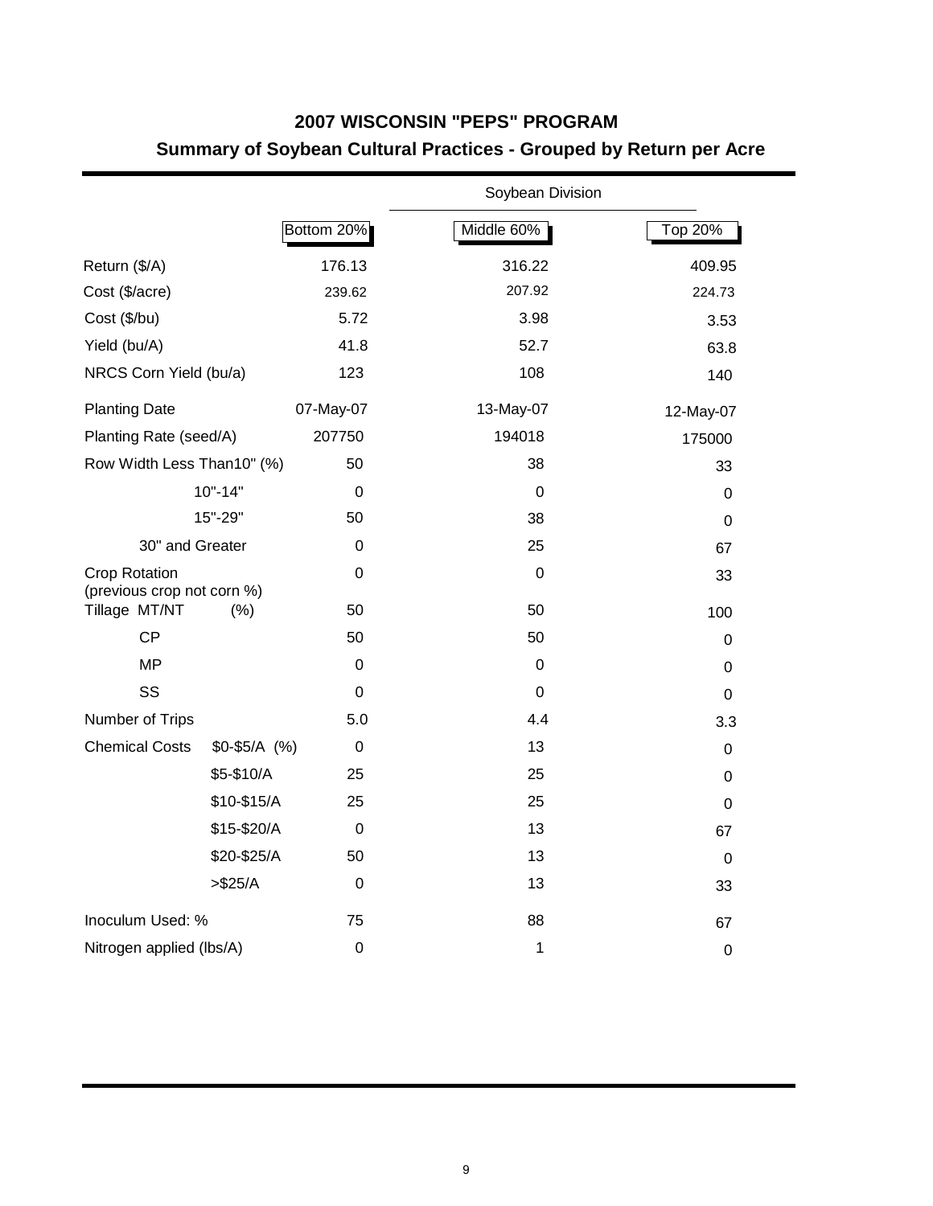## 2007 WISCONSIN "PEPS" PROGRAM

## Summary of Soybean Cultural Practices - Grouped by Return per Acre

| | | Soybean Division | |
|---|---|---|---|
| | Bottom 20% | Middle 60% | Top 20% |
| Return ($/A) | 176.13 | 316.22 | 409.95 |
| Cost ($/acre) | 239.62 | 207.92 | 224.73 |
| Cost ($/bu) | 5.72 | 3.98 | 3.53 |
| Yield (bu/A) | 41.8 | 52.7 | 63.8 |
| NRCS Corn Yield (bu/a) | 123 | 108 | 140 |
| Planting Date | 07-May-07 | 13-May-07 | 12-May-07 |
| Planting Rate (seed/A) | 207750 | 194018 | 175000 |
| Row Width Less Than10" (%) | 50 | 38 | 33 |
| 10"-14" | 0 | 0 | 0 |
| 15"-29" | 50 | 38 | 0 |
| 30" and Greater | 0 | 25 | 67 |
| Crop Rotation (previous crop not corn %) | 0 | 0 | 33 |
| Tillage MT/NT (%) | 50 | 50 | 100 |
| CP | 50 | 50 | 0 |
| MP | 0 | 0 | 0 |
| SS | 0 | 0 | 0 |
| Number of Trips | 5.0 | 4.4 | 3.3 |
| Chemical Costs $0-$5/A (%) | 0 | 13 | 0 |
| $5-$10/A | 25 | 25 | 0 |
| $10-$15/A | 25 | 25 | 0 |
| $15-$20/A | 0 | 13 | 67 |
| $20-$25/A | 50 | 13 | 0 |
| >$25/A | 0 | 13 | 33 |
| Inoculum Used: % | 75 | 88 | 67 |
| Nitrogen applied (lbs/A) | 0 | 1 | 0 |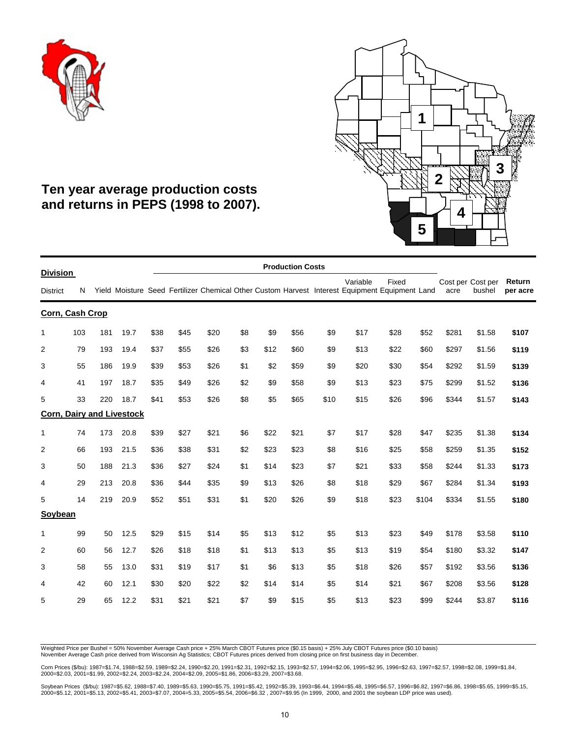## Ten year average production costs and returns in PEPS (1998 to 2007).

| Division | | | | Production Costs | | | | | | | | | | | | | |
|---|---|---|---|---|---|---|---|---|---|---|---|---|---|---|---|---|---|
| District | N | Yield | Moisture | Seed | Fertilizer | Chemical | Other | Custom | Harvest | Interest | Variable Equipment | Fixed Equipment | Land | Cost per acre | Cost per bushel | Return per acre |
| **Corn, Cash Crop** | | | | | | | | | | | | | | | | |
| 1 | 103 | 181 | 19.7 | $38 | $45 | $20 | $8 | $9 | $56 | $9 | $17 | $28 | $52 | $281 | $1.58 | **$107** |
| 2 | 79 | 193 | 19.4 | $37 | $55 | $26 | $3 | $12 | $60 | $9 | $13 | $22 | $60 | $297 | $1.56 | **$119** |
| 3 | 55 | 186 | 19.9 | $39 | $53 | $26 | $1 | $2 | $59 | $9 | $20 | $30 | $54 | $292 | $1.59 | **$139** |
| 4 | 41 | 197 | 18.7 | $35 | $49 | $26 | $2 | $9 | $58 | $9 | $13 | $23 | $75 | $299 | $1.52 | **$136** |
| 5 | 33 | 220 | 18.7 | $41 | $53 | $26 | $8 | $5 | $65 | $10 | $15 | $26 | $96 | $344 | $1.57 | **$143** |
| **Corn, Dairy and Livestock** | | | | | | | | | | | | | | | | |
| 1 | 74 | 173 | 20.8 | $39 | $27 | $21 | $6 | $22 | $21 | $7 | $17 | $28 | $47 | $235 | $1.38 | **$134** |
| 2 | 66 | 193 | 21.5 | $36 | $38 | $31 | $2 | $23 | $23 | $8 | $16 | $25 | $58 | $259 | $1.35 | **$152** |
| 3 | 50 | 188 | 21.3 | $36 | $27 | $24 | $1 | $14 | $23 | $7 | $21 | $33 | $58 | $244 | $1.33 | **$173** |
| 4 | 29 | 213 | 20.8 | $36 | $44 | $35 | $9 | $13 | $26 | $8 | $18 | $29 | $67 | $284 | $1.34 | **$193** |
| 5 | 14 | 219 | 20.9 | $52 | $51 | $31 | $1 | $20 | $26 | $9 | $18 | $23 | $104 | $334 | $1.55 | **$180** |
| **Soybean** | | | | | | | | | | | | | | | | |
| 1 | 99 | 50 | 12.5 | $29 | $15 | $14 | $5 | $13 | $12 | $5 | $13 | $23 | $49 | $178 | $3.58 | **$110** |
| 2 | 60 | 56 | 12.7 | $26 | $18 | $18 | $1 | $13 | $13 | $5 | $13 | $19 | $54 | $180 | $3.32 | **$147** |
| 3 | 58 | 55 | 13.0 | $31 | $19 | $17 | $1 | $6 | $13 | $5 | $18 | $26 | $57 | $192 | $3.56 | **$136** |
| 4 | 42 | 60 | 12.1 | $30 | $20 | $22 | $2 | $14 | $14 | $5 | $14 | $21 | $67 | $208 | $3.56 | **$128** |
| 5 | 29 | 65 | 12.2 | $31 | $21 | $21 | $7 | $9 | $15 | $5 | $13 | $23 | $99 | $244 | $3.87 | **$116** |

Weighted Price per Bushel = 50% November Average Cash price + 25% March CBOT Futures price ($0.15 basis) + 25% July CBOT Futures price ($0.10 basis)
November Average Cash price derived from Wisconsin Ag Statistics; CBOT Futures prices derived from closing price on first business day in December.

Corn Prices ($/bu): 1987=$1.74, 1988=$2.59, 1989=$2.24, 1990=$2.20, 1991=$2.31, 1992=$2.15, 1993=$2.57, 1994=$2.06, 1995=$2.95, 1996=$2.63, 1997=$2.57, 1998=$2.08, 1999=$1.84, 2000=$2.03, 2001=$1.99, 2002=$2.24, 2003=$2.24, 2004=$2.09, 2005=$1.86, 2006=$3.29, 2007=$3.68.

Soybean Prices ($/bu): 1987=$5.62, 1988=$7.40, 1989=$5.63, 1990=$5.75, 1991=$5.42, 1992=$5.39, 1993=$6.44, 1994=$5.48, 1995=$6.57, 1996=$6.82, 1997=$6.86, 1998=$5.65, 1999=$5.15, 2000=$5.12, 2001=$5.13, 2002=$5.41, 2003=$7.07, 2004=5.33, 2005=$5.54, 2006=$6.32 , 2007=$9.95 (In 1999, 2000, and 2001 the soybean LDP price was used).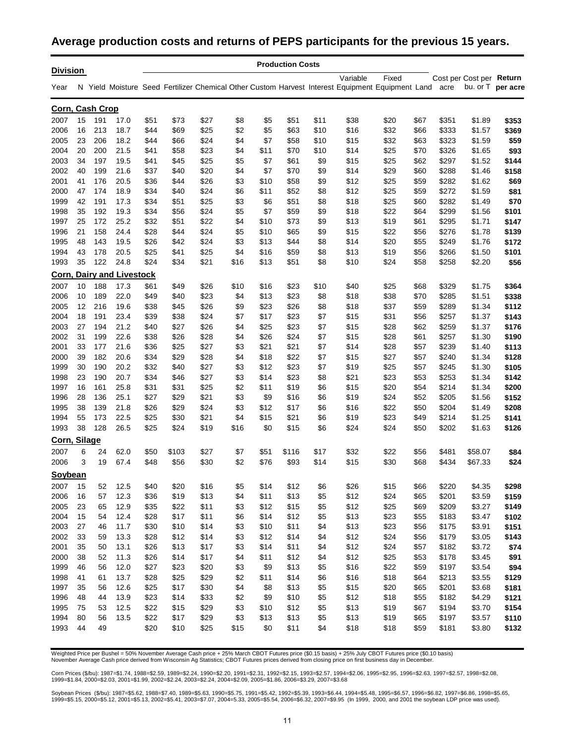## Average production costs and returns of PEPS participants for the previous 15 years.

| Division | | | | Production Costs | | | | | | | | | | | | | |
|---|---|---|---|---|---|---|---|---|---|---|---|---|---|---|---|---|---|
| Year | N | Yield | Moisture | Seed | Fertilizer | Chemical | Other | Custom | Harvest | Interest | Variable Equipment | Fixed Equipment | Land | Cost per acre | Cost per bu. or T | Return per acre |
| **Corn, Cash Crop** | | | | | | | | | | | | | | | | |
| 2007 | 15 | 191 | 17.0 | $51 | $73 | $27 | $8 | $5 | $51 | $11 | $38 | $20 | $67 | $351 | $1.89 | **$353** |
| 2006 | 16 | 213 | 18.7 | $44 | $69 | $25 | $2 | $5 | $63 | $10 | $16 | $32 | $66 | $333 | $1.57 | **$369** |
| 2005 | 23 | 206 | 18.2 | $44 | $66 | $24 | $4 | $7 | $58 | $10 | $15 | $32 | $63 | $323 | $1.59 | **$59** |
| 2004 | 20 | 200 | 21.5 | $41 | $58 | $23 | $4 | $11 | $70 | $10 | $14 | $25 | $70 | $326 | $1.65 | **$93** |
| 2003 | 34 | 197 | 19.5 | $41 | $45 | $25 | $5 | $7 | $61 | $9 | $15 | $25 | $62 | $297 | $1.52 | **$144** |
| 2002 | 40 | 199 | 21.6 | $37 | $40 | $20 | $4 | $7 | $70 | $9 | $14 | $29 | $60 | $288 | $1.46 | **$158** |
| 2001 | 41 | 176 | 20.5 | $36 | $44 | $26 | $3 | $10 | $58 | $9 | $12 | $25 | $59 | $282 | $1.62 | **$69** |
| 2000 | 47 | 174 | 18.9 | $34 | $40 | $24 | $6 | $11 | $52 | $8 | $12 | $25 | $59 | $272 | $1.59 | **$81** |
| 1999 | 42 | 191 | 17.3 | $34 | $51 | $25 | $3 | $6 | $51 | $8 | $18 | $25 | $60 | $282 | $1.49 | **$70** |
| 1998 | 35 | 192 | 19.3 | $34 | $56 | $24 | $5 | $7 | $59 | $9 | $18 | $22 | $64 | $299 | $1.56 | **$101** |
| 1997 | 25 | 172 | 25.2 | $32 | $51 | $22 | $4 | $10 | $73 | $9 | $13 | $19 | $61 | $295 | $1.71 | **$147** |
| 1996 | 21 | 158 | 24.4 | $28 | $44 | $24 | $5 | $10 | $65 | $9 | $15 | $22 | $56 | $276 | $1.78 | **$139** |
| 1995 | 48 | 143 | 19.5 | $26 | $42 | $24 | $3 | $13 | $44 | $8 | $14 | $20 | $55 | $249 | $1.76 | **$172** |
| 1994 | 43 | 178 | 20.5 | $25 | $41 | $25 | $4 | $16 | $59 | $8 | $13 | $19 | $56 | $266 | $1.50 | **$101** |
| 1993 | 35 | 122 | 24.8 | $24 | $34 | $21 | $16 | $13 | $51 | $8 | $10 | $24 | $58 | $258 | $2.20 | **$56** |
| **Corn, Dairy and Livestock** | | | | | | | | | | | | | | | | |
| 2007 | 10 | 188 | 17.3 | $61 | $49 | $26 | $10 | $16 | $23 | $10 | $40 | $25 | $68 | $329 | $1.75 | **$364** |
| 2006 | 10 | 189 | 22.0 | $49 | $40 | $23 | $4 | $13 | $23 | $8 | $18 | $38 | $70 | $285 | $1.51 | **$338** |
| 2005 | 12 | 216 | 19.6 | $38 | $45 | $26 | $9 | $23 | $26 | $8 | $18 | $37 | $59 | $289 | $1.34 | **$112** |
| 2004 | 18 | 191 | 23.4 | $39 | $38 | $24 | $7 | $17 | $23 | $7 | $15 | $31 | $56 | $257 | $1.37 | **$143** |
| 2003 | 27 | 194 | 21.2 | $40 | $27 | $26 | $4 | $25 | $23 | $7 | $15 | $28 | $62 | $259 | $1.37 | **$176** |
| 2002 | 31 | 199 | 22.6 | $38 | $26 | $28 | $4 | $26 | $24 | $7 | $15 | $28 | $61 | $257 | $1.30 | **$190** |
| 2001 | 33 | 177 | 21.6 | $36 | $25 | $27 | $3 | $21 | $21 | $7 | $14 | $28 | $57 | $239 | $1.40 | **$113** |
| 2000 | 39 | 182 | 20.6 | $34 | $29 | $28 | $4 | $18 | $22 | $7 | $15 | $27 | $57 | $240 | $1.34 | **$128** |
| 1999 | 30 | 190 | 20.2 | $32 | $40 | $27 | $3 | $12 | $23 | $7 | $19 | $25 | $57 | $245 | $1.30 | **$105** |
| 1998 | 23 | 190 | 20.7 | $34 | $46 | $27 | $3 | $14 | $23 | $8 | $21 | $23 | $53 | $253 | $1.34 | **$142** |
| 1997 | 16 | 161 | 25.8 | $31 | $31 | $25 | $2 | $11 | $19 | $6 | $15 | $20 | $54 | $214 | $1.34 | **$200** |
| 1996 | 28 | 136 | 25.1 | $27 | $29 | $21 | $3 | $9 | $16 | $6 | $19 | $24 | $52 | $205 | $1.56 | **$152** |
| 1995 | 38 | 139 | 21.8 | $26 | $29 | $24 | $3 | $12 | $17 | $6 | $16 | $22 | $50 | $204 | $1.49 | **$208** |
| 1994 | 55 | 173 | 22.5 | $25 | $30 | $21 | $4 | $15 | $21 | $6 | $19 | $23 | $49 | $214 | $1.25 | **$141** |
| 1993 | 38 | 128 | 26.5 | $25 | $24 | $19 | $16 | $0 | $15 | $6 | $24 | $24 | $50 | $202 | $1.63 | **$126** |
| **Corn, Silage** | | | | | | | | | | | | | | | | |
| 2007 | 6 | 24 | 62.0 | $50 | $103 | $27 | $7 | $51 | $116 | $17 | $32 | $22 | $56 | $481 | $58.07 | **$84** |
| 2006 | 3 | 19 | 67.4 | $48 | $56 | $30 | $2 | $76 | $93 | $14 | $15 | $30 | $68 | $434 | $67.33 | **$24** |
| **Soybean** | | | | | | | | | | | | | | | | |
| 2007 | 15 | 52 | 12.5 | $40 | $20 | $16 | $5 | $14 | $12 | $6 | $26 | $15 | $66 | $220 | $4.35 | **$298** |
| 2006 | 16 | 57 | 12.3 | $36 | $19 | $13 | $4 | $11 | $13 | $5 | $12 | $24 | $65 | $201 | $3.59 | **$159** |
| 2005 | 23 | 65 | 12.9 | $35 | $22 | $11 | $3 | $12 | $15 | $5 | $12 | $25 | $69 | $209 | $3.27 | **$149** |
| 2004 | 15 | 54 | 12.4 | $28 | $17 | $11 | $6 | $14 | $12 | $5 | $13 | $23 | $55 | $183 | $3.47 | **$102** |
| 2003 | 27 | 46 | 11.7 | $30 | $10 | $14 | $3 | $10 | $11 | $4 | $13 | $23 | $56 | $175 | $3.91 | **$151** |
| 2002 | 33 | 59 | 13.3 | $28 | $12 | $14 | $3 | $12 | $14 | $4 | $12 | $24 | $56 | $179 | $3.05 | **$143** |
| 2001 | 35 | 50 | 13.1 | $26 | $13 | $17 | $3 | $14 | $11 | $4 | $12 | $24 | $57 | $182 | $3.72 | **$74** |
| 2000 | 38 | 52 | 11.3 | $26 | $14 | $17 | $4 | $11 | $12 | $4 | $12 | $25 | $53 | $178 | $3.45 | **$91** |
| 1999 | 46 | 56 | 12.0 | $27 | $23 | $20 | $3 | $9 | $13 | $5 | $16 | $22 | $59 | $197 | $3.54 | **$94** |
| 1998 | 41 | 61 | 13.7 | $28 | $25 | $29 | $2 | $11 | $14 | $6 | $16 | $18 | $64 | $213 | $3.55 | **$129** |
| 1997 | 35 | 56 | 12.6 | $25 | $17 | $30 | $4 | $8 | $13 | $5 | $15 | $20 | $65 | $201 | $3.68 | **$181** |
| 1996 | 48 | 44 | 13.9 | $23 | $14 | $33 | $2 | $9 | $10 | $5 | $12 | $18 | $55 | $182 | $4.29 | **$121** |
| 1995 | 75 | 53 | 12.5 | $22 | $15 | $29 | $3 | $10 | $12 | $5 | $13 | $19 | $67 | $194 | $3.70 | **$154** |
| 1994 | 80 | 56 | 13.5 | $22 | $17 | $29 | $3 | $13 | $13 | $5 | $13 | $19 | $65 | $197 | $3.57 | **$110** |
| 1993 | 44 | 49 | | $20 | $10 | $25 | $15 | $0 | $11 | $4 | $18 | $18 | $59 | $181 | $3.80 | **$132** |

Weighted Price per Bushel = 50% November Average Cash price + 25% March CBOT Futures price ($0.15 basis) + 25% July CBOT Futures price ($0.10 basis)
November Average Cash price derived from Wisconsin Ag Statistics; CBOT Futures prices derived from closing price on first business day in December.

Corn Prices ($/bu): 1987=$1.74, 1988=$2.59, 1989=$2.24, 1990=$2.20, 1991=$2.31, 1992=$2.15, 1993=$2.57, 1994=$2.06, 1995=$2.95, 1996=$2.63, 1997=$2.57, 1998=$2.08, 1999=$1.84, 2000=$2.03, 2001=$1.99, 2002=$2.24, 2003=$2.24, 2004=$2.09, 2005=$1.86, 2006=$3.29, 2007=$3.68

Soybean Prices ($/bu): 1987=$5.62, 1988=$7.40, 1989=$5.63, 1990=$5.75, 1991=$5.42, 1992=$5.39, 1993=$6.44, 1994=$5.48, 1995=$6.57, 1996=$6.82, 1997=$6.86, 1998=$5.65, 1999=$5.15, 2000=$5.12, 2001=$5.13, 2002=$5.41, 2003=$7.07, 2004=5.33, 2005=$5.54, 2006=$6.32, 2007=$9.95 (In 1999, 2000, and 2001 the soybean LDP price was used).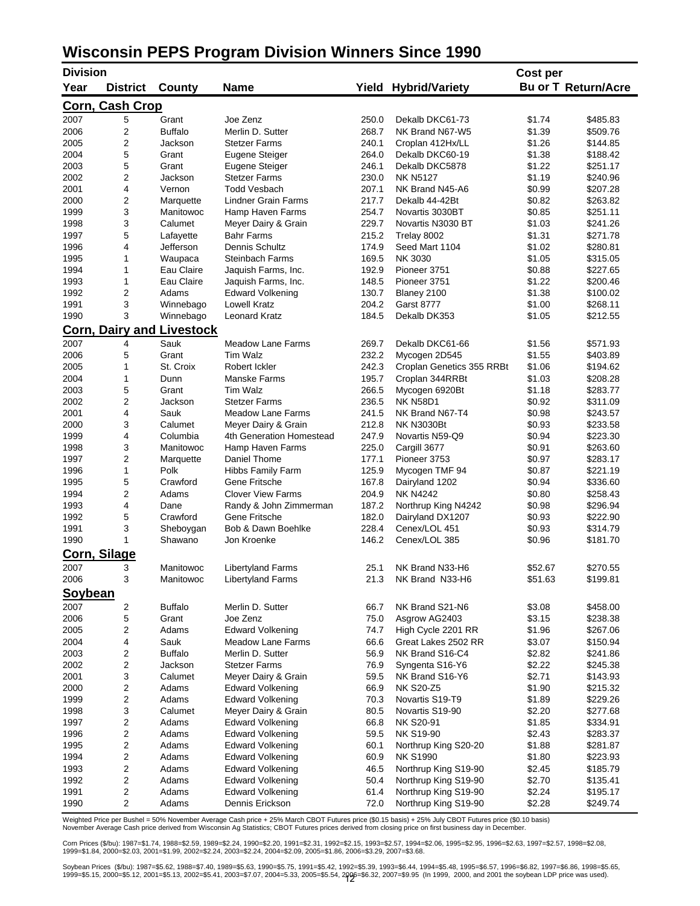# Wisconsin PEPS Program Division Winners Since 1990

| Division Year | District | County | Name | Yield | Hybrid/Variety | Cost per Bu or T | Return/Acre |
|---|---|---|---|---|---|---|---|
| **Corn, Cash Crop** | | | | | | | |
| 2007 | 5 | Grant | Joe Zenz | 250.0 | Dekalb DKC61-73 | $1.74 | $485.83 |
| 2006 | 2 | Buffalo | Merlin D. Sutter | 268.7 | NK Brand N67-W5 | $1.39 | $509.76 |
| 2005 | 2 | Jackson | Stetzer Farms | 240.1 | Croplan 412Hx/LL | $1.26 | $144.85 |
| 2004 | 5 | Grant | Eugene Steiger | 264.0 | Dekalb DKC60-19 | $1.38 | $188.42 |
| 2003 | 5 | Grant | Eugene Steiger | 246.1 | Dekalb DKC5878 | $1.22 | $251.17 |
| 2002 | 2 | Jackson | Stetzer Farms | 230.0 | NK N5127 | $1.19 | $240.96 |
| 2001 | 4 | Vernon | Todd Vesbach | 207.1 | NK Brand N45-A6 | $0.99 | $207.28 |
| 2000 | 2 | Marquette | Lindner Grain Farms | 217.7 | Dekalb 44-42Bt | $0.82 | $263.82 |
| 1999 | 3 | Manitowoc | Hamp Haven Farms | 254.7 | Novartis 3030BT | $0.85 | $251.11 |
| 1998 | 3 | Calumet | Meyer Dairy & Grain | 229.7 | Novartis N3030 BT | $1.03 | $241.26 |
| 1997 | 5 | Lafayette | Bahr Farms | 215.2 | Trelay 8002 | $1.31 | $271.78 |
| 1996 | 4 | Jefferson | Dennis Schultz | 174.9 | Seed Mart 1104 | $1.02 | $280.81 |
| 1995 | 1 | Waupaca | Steinbach Farms | 169.5 | NK 3030 | $1.05 | $315.05 |
| 1994 | 1 | Eau Claire | Jaquish Farms, Inc. | 192.9 | Pioneer 3751 | $0.88 | $227.65 |
| 1993 | 1 | Eau Claire | Jaquish Farms, Inc. | 148.5 | Pioneer 3751 | $1.22 | $200.46 |
| 1992 | 2 | Adams | Edward Volkening | 130.7 | Blaney 2100 | $1.38 | $100.02 |
| 1991 | 3 | Winnebago | Lowell Kratz | 204.2 | Garst 8777 | $1.00 | $268.11 |
| 1990 | 3 | Winnebago | Leonard Kratz | 184.5 | Dekalb DK353 | $1.05 | $212.55 |
| **Corn, Dairy and Livestock** | | | | | | | |
| 2007 | 4 | Sauk | Meadow Lane Farms | 269.7 | Dekalb DKC61-66 | $1.56 | $571.93 |
| 2006 | 5 | Grant | Tim Walz | 232.2 | Mycogen 2D545 | $1.55 | $403.89 |
| 2005 | 1 | St. Croix | Robert Ickler | 242.3 | Croplan Genetics 355 RRBt | $1.06 | $194.62 |
| 2004 | 1 | Dunn | Manske Farms | 195.7 | Croplan 344RRBt | $1.03 | $208.28 |
| 2003 | 5 | Grant | Tim Walz | 266.5 | Mycogen 6920Bt | $1.18 | $283.77 |
| 2002 | 2 | Jackson | Stetzer Farms | 236.5 | NK N58D1 | $0.92 | $311.09 |
| 2001 | 4 | Sauk | Meadow Lane Farms | 241.5 | NK Brand N67-T4 | $0.98 | $243.57 |
| 2000 | 3 | Calumet | Meyer Dairy & Grain | 212.8 | NK N3030Bt | $0.93 | $233.58 |
| 1999 | 4 | Columbia | 4th Generation Homestead | 247.9 | Novartis N59-Q9 | $0.94 | $223.30 |
| 1998 | 3 | Manitowoc | Hamp Haven Farms | 225.0 | Cargill 3677 | $0.91 | $263.60 |
| 1997 | 2 | Marquette | Daniel Thome | 177.1 | Pioneer 3753 | $0.97 | $283.17 |
| 1996 | 1 | Polk | Hibbs Family Farm | 125.9 | Mycogen TMF 94 | $0.87 | $221.19 |
| 1995 | 5 | Crawford | Gene Fritsche | 167.8 | Dairyland 1202 | $0.94 | $336.60 |
| 1994 | 2 | Adams | Clover View Farms | 204.9 | NK N4242 | $0.80 | $258.43 |
| 1993 | 4 | Dane | Randy & John Zimmerman | 187.2 | Northrup King N4242 | $0.98 | $296.94 |
| 1992 | 5 | Crawford | Gene Fritsche | 182.0 | Dairyland DX1207 | $0.93 | $222.90 |
| 1991 | 3 | Sheboygan | Bob & Dawn Boehlke | 228.4 | Cenex/LOL 451 | $0.93 | $314.79 |
| 1990 | 1 | Shawano | Jon Kroenke | 146.2 | Cenex/LOL 385 | $0.96 | $181.70 |
| **Corn, Silage** | | | | | | | |
| 2007 | 3 | Manitowoc | Libertyland Farms | 25.1 | NK Brand N33-H6 | $52.67 | $270.55 |
| 2006 | 3 | Manitowoc | Libertyland Farms | 21.3 | NK Brand N33-H6 | $51.63 | $199.81 |
| **Soybean** | | | | | | | |
| 2007 | 2 | Buffalo | Merlin D. Sutter | 66.7 | NK Brand S21-N6 | $3.08 | $458.00 |
| 2006 | 5 | Grant | Joe Zenz | 75.0 | Asgrow AG2403 | $3.15 | $238.38 |
| 2005 | 2 | Adams | Edward Volkening | 74.7 | High Cycle 2201 RR | $1.96 | $267.06 |
| 2004 | 4 | Sauk | Meadow Lane Farms | 66.6 | Great Lakes 2502 RR | $3.07 | $150.94 |
| 2003 | 2 | Buffalo | Merlin D. Sutter | 56.9 | NK Brand S16-C4 | $2.82 | $241.86 |
| 2002 | 2 | Jackson | Stetzer Farms | 76.9 | Syngenta S16-Y6 | $2.22 | $245.38 |
| 2001 | 3 | Calumet | Meyer Dairy & Grain | 59.5 | NK Brand S16-Y6 | $2.71 | $143.93 |
| 2000 | 2 | Adams | Edward Volkening | 66.9 | NK S20-Z5 | $1.90 | $215.32 |
| 1999 | 2 | Adams | Edward Volkening | 70.3 | Novartis S19-T9 | $1.89 | $229.26 |
| 1998 | 3 | Calumet | Meyer Dairy & Grain | 80.5 | Novartis S19-90 | $2.20 | $277.68 |
| 1997 | 2 | Adams | Edward Volkening | 66.8 | NK S20-91 | $1.85 | $334.91 |
| 1996 | 2 | Adams | Edward Volkening | 59.5 | NK S19-90 | $2.43 | $283.37 |
| 1995 | 2 | Adams | Edward Volkening | 60.1 | Northrup King S20-20 | $1.88 | $281.87 |
| 1994 | 2 | Adams | Edward Volkening | 60.9 | NK S1990 | $1.80 | $223.93 |
| 1993 | 2 | Adams | Edward Volkening | 46.5 | Northrup King S19-90 | $2.45 | $185.79 |
| 1992 | 2 | Adams | Edward Volkening | 50.4 | Northrup King S19-90 | $2.70 | $135.41 |
| 1991 | 2 | Adams | Edward Volkening | 61.4 | Northrup King S19-90 | $2.24 | $195.17 |
| 1990 | 2 | Adams | Dennis Erickson | 72.0 | Northrup King S19-90 | $2.28 | $249.74 |

Weighted Price per Bushel = 50% November Average Cash price + 25% March CBOT Futures price ($0.15 basis) + 25% July CBOT Futures price ($0.10 basis)
November Average Cash price derived from Wisconsin Ag Statistics; CBOT Futures prices derived from closing price on first business day in December.

Corn Prices ($/bu): 1987=$1.74, 1988=$2.59, 1989=$2.24, 1990=$2.20, 1991=$2.31, 1992=$2.15, 1993=$2.57, 1994=$2.06, 1995=$2.95, 1996=$2.63, 1997=$2.57, 1998=$2.08, 1999=$1.84, 2000=$2.03, 2001=$1.99, 2002=$2.24, 2003=$2.24, 2004=$2.09, 2005=$1.86, 2006=$3.29, 2007=$3.68.

Soybean Prices ($/bu): 1987=$5.62, 1988=$7.40, 1989=$5.63, 1990=$5.75, 1991=$5.42, 1992=$5.39, 1993=$6.44, 1994=$5.48, 1995=$6.57, 1996=$6.82, 1997=$6.86, 1998=$5.65, 1999=$5.15, 2000=$5.12, 2001=$5.13, 2002=$5.41, 2003=$7.07, 2004=5.33, 2005=$5.54, 2006=$6.32, 2007=$9.95 (In 1999, 2000, and 2001 the soybean LDP price was used).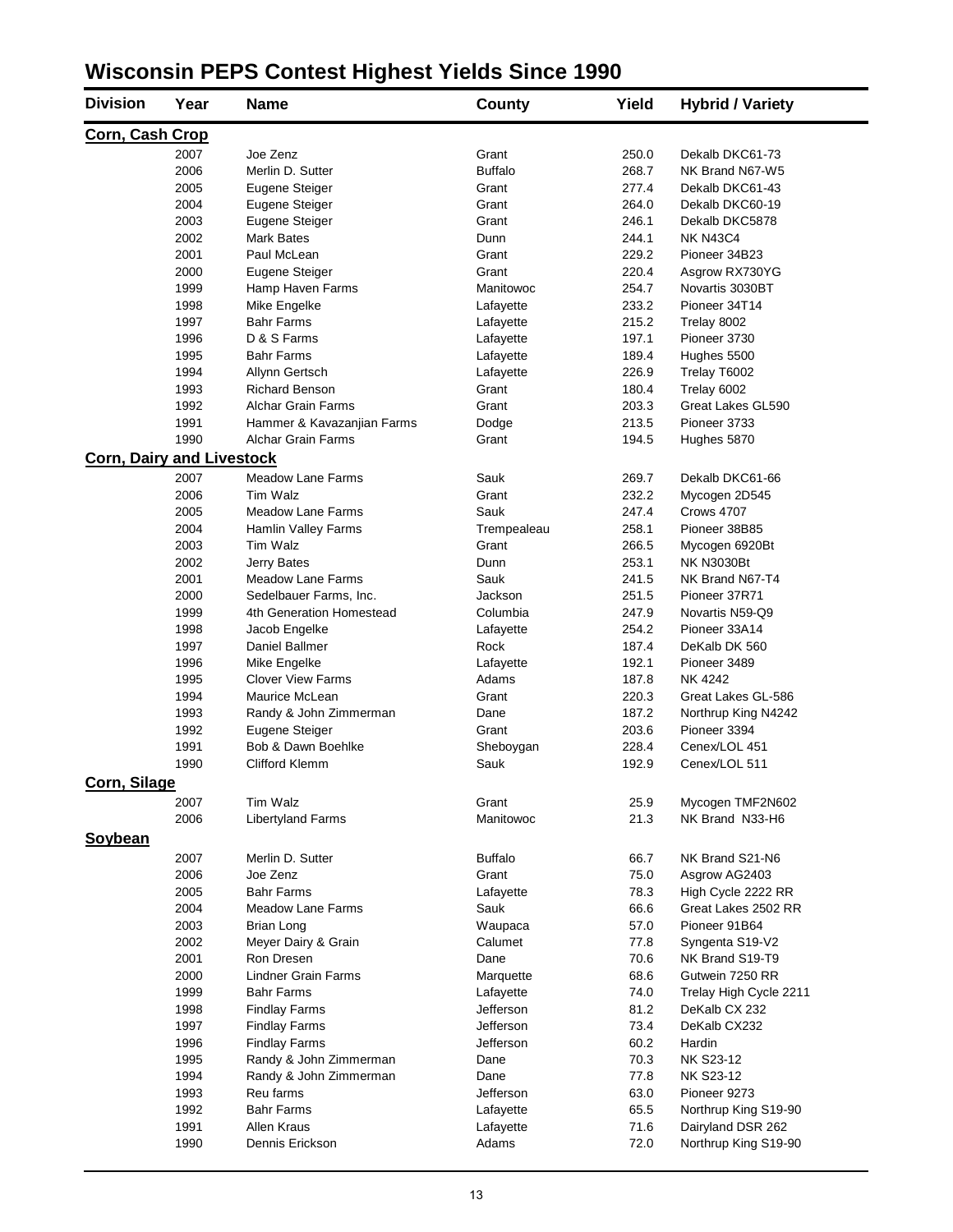# Wisconsin PEPS Contest Highest Yields Since 1990

| Division | Year | Name | County | Yield | Hybrid / Variety |
|---|---|---|---|---|---|
| **Corn, Cash Crop** | | | | | |
| | 2007 | Joe Zenz | Grant | 250.0 | Dekalb DKC61-73 |
| | 2006 | Merlin D. Sutter | Buffalo | 268.7 | NK Brand N67-W5 |
| | 2005 | Eugene Steiger | Grant | 277.4 | Dekalb DKC61-43 |
| | 2004 | Eugene Steiger | Grant | 264.0 | Dekalb DKC60-19 |
| | 2003 | Eugene Steiger | Grant | 246.1 | Dekalb DKC5878 |
| | 2002 | Mark Bates | Dunn | 244.1 | NK N43C4 |
| | 2001 | Paul McLean | Grant | 229.2 | Pioneer 34B23 |
| | 2000 | Eugene Steiger | Grant | 220.4 | Asgrow RX730YG |
| | 1999 | Hamp Haven Farms | Manitowoc | 254.7 | Novartis 3030BT |
| | 1998 | Mike Engelke | Lafayette | 233.2 | Pioneer 34T14 |
| | 1997 | Bahr Farms | Lafayette | 215.2 | Trelay 8002 |
| | 1996 | D & S Farms | Lafayette | 197.1 | Pioneer 3730 |
| | 1995 | Bahr Farms | Lafayette | 189.4 | Hughes 5500 |
| | 1994 | Allynn Gertsch | Lafayette | 226.9 | Trelay T6002 |
| | 1993 | Richard Benson | Grant | 180.4 | Trelay 6002 |
| | 1992 | Alchar Grain Farms | Grant | 203.3 | Great Lakes GL590 |
| | 1991 | Hammer & Kavazanjian Farms | Dodge | 213.5 | Pioneer 3733 |
| | 1990 | Alchar Grain Farms | Grant | 194.5 | Hughes 5870 |
| **Corn, Dairy and Livestock** | | | | | |
| | 2007 | Meadow Lane Farms | Sauk | 269.7 | Dekalb DKC61-66 |
| | 2006 | Tim Walz | Grant | 232.2 | Mycogen 2D545 |
| | 2005 | Meadow Lane Farms | Sauk | 247.4 | Crows 4707 |
| | 2004 | Hamlin Valley Farms | Trempealeau | 258.1 | Pioneer 38B85 |
| | 2003 | Tim Walz | Grant | 266.5 | Mycogen 6920Bt |
| | 2002 | Jerry Bates | Dunn | 253.1 | NK N3030Bt |
| | 2001 | Meadow Lane Farms | Sauk | 241.5 | NK Brand N67-T4 |
| | 2000 | Sedelbauer Farms, Inc. | Jackson | 251.5 | Pioneer 37R71 |
| | 1999 | 4th Generation Homestead | Columbia | 247.9 | Novartis N59-Q9 |
| | 1998 | Jacob Engelke | Lafayette | 254.2 | Pioneer 33A14 |
| | 1997 | Daniel Ballmer | Rock | 187.4 | DeKalb DK 560 |
| | 1996 | Mike Engelke | Lafayette | 192.1 | Pioneer 3489 |
| | 1995 | Clover View Farms | Adams | 187.8 | NK 4242 |
| | 1994 | Maurice McLean | Grant | 220.3 | Great Lakes GL-586 |
| | 1993 | Randy & John Zimmerman | Dane | 187.2 | Northrup King N4242 |
| | 1992 | Eugene Steiger | Grant | 203.6 | Pioneer 3394 |
| | 1991 | Bob & Dawn Boehlke | Sheboygan | 228.4 | Cenex/LOL 451 |
| | 1990 | Clifford Klemm | Sauk | 192.9 | Cenex/LOL 511 |
| **Corn, Silage** | | | | | |
| | 2007 | Tim Walz | Grant | 25.9 | Mycogen TMF2N602 |
| | 2006 | Libertyland Farms | Manitowoc | 21.3 | NK Brand N33-H6 |
| **Soybean** | | | | | |
| | 2007 | Merlin D. Sutter | Buffalo | 66.7 | NK Brand S21-N6 |
| | 2006 | Joe Zenz | Grant | 75.0 | Asgrow AG2403 |
| | 2005 | Bahr Farms | Lafayette | 78.3 | High Cycle 2222 RR |
| | 2004 | Meadow Lane Farms | Sauk | 66.6 | Great Lakes 2502 RR |
| | 2003 | Brian Long | Waupaca | 57.0 | Pioneer 91B64 |
| | 2002 | Meyer Dairy & Grain | Calumet | 77.8 | Syngenta S19-V2 |
| | 2001 | Ron Dresen | Dane | 70.6 | NK Brand S19-T9 |
| | 2000 | Lindner Grain Farms | Marquette | 68.6 | Gutwein 7250 RR |
| | 1999 | Bahr Farms | Lafayette | 74.0 | Trelay High Cycle 2211 |
| | 1998 | Findlay Farms | Jefferson | 81.2 | DeKalb CX 232 |
| | 1997 | Findlay Farms | Jefferson | 73.4 | DeKalb CX232 |
| | 1996 | Findlay Farms | Jefferson | 60.2 | Hardin |
| | 1995 | Randy & John Zimmerman | Dane | 70.3 | NK S23-12 |
| | 1994 | Randy & John Zimmerman | Dane | 77.8 | NK S23-12 |
| | 1993 | Reu farms | Jefferson | 63.0 | Pioneer 9273 |
| | 1992 | Bahr Farms | Lafayette | 65.5 | Northrup King S19-90 |
| | 1991 | Allen Kraus | Lafayette | 71.6 | Dairyland DSR 262 |
| | 1990 | Dennis Erickson | Adams | 72.0 | Northrup King S19-90 |